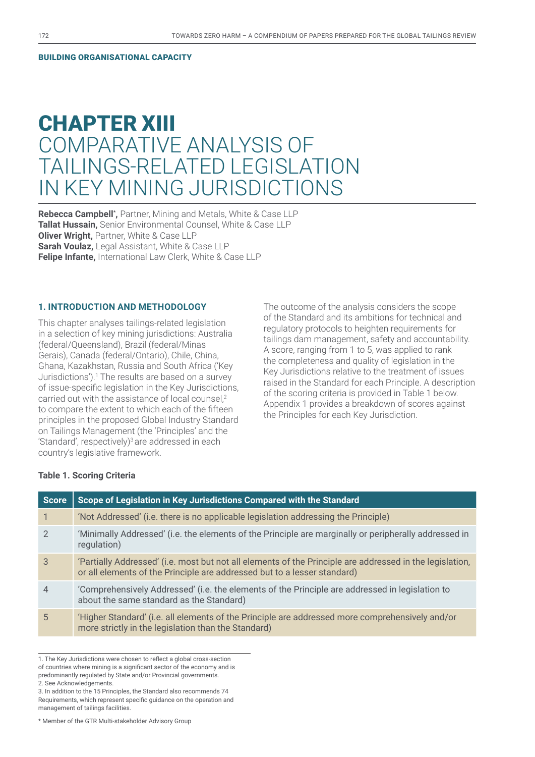BUILDING ORGANISATIONAL CAPACITY

# CHAPTER XIII
# COMPARATIVE ANALYSIS OF TAILINGS-RELATED LEGISLATION IN KEY MINING JURISDICTIONS

**Rebecca Campbell***, Partner, Mining and Metals, White & Case LLP
**Tallat Hussain,** Senior Environmental Counsel, White & Case LLP
**Oliver Wright,** Partner, White & Case LLP
**Sarah Voulaz,** Legal Assistant, White & Case LLP
**Felipe Infante,** International Law Clerk, White & Case LLP

## 1. INTRODUCTION AND METHODOLOGY

This chapter analyses tailings-related legislation in a selection of key mining jurisdictions: Australia (federal/Queensland), Brazil (federal/Minas Gerais), Canada (federal/Ontario), Chile, China, Ghana, Kazakhstan, Russia and South Africa ('Key Jurisdictions').[1] The results are based on a survey of issue-specific legislation in the Key Jurisdictions, carried out with the assistance of local counsel,[2] to compare the extent to which each of the fifteen principles in the proposed Global Industry Standard on Tailings Management (the 'Principles' and the 'Standard', respectively)[3] are addressed in each country's legislative framework.

The outcome of the analysis considers the scope of the Standard and its ambitions for technical and regulatory protocols to heighten requirements for tailings dam management, safety and accountability. A score, ranging from 1 to 5, was applied to rank the completeness and quality of legislation in the Key Jurisdictions relative to the treatment of issues raised in the Standard for each Principle. A description of the scoring criteria is provided in Table 1 below. Appendix 1 provides a breakdown of scores against the Principles for each Key Jurisdiction.

**Table 1. Scoring Criteria**

| Score | Scope of Legislation in Key Jurisdictions Compared with the Standard |
|---|---|
| 1 | 'Not Addressed' (i.e. there is no applicable legislation addressing the Principle) |
| 2 | 'Minimally Addressed' (i.e. the elements of the Principle are marginally or peripherally addressed in regulation) |
| 3 | 'Partially Addressed' (i.e. most but not all elements of the Principle are addressed in the legislation, or all elements of the Principle are addressed but to a lesser standard) |
| 4 | 'Comprehensively Addressed' (i.e. the elements of the Principle are addressed in legislation to about the same standard as the Standard) |
| 5 | 'Higher Standard' (i.e. all elements of the Principle are addressed more comprehensively and/or more strictly in the legislation than the Standard) |

1. The Key Jurisdictions were chosen to reflect a global cross-section of countries where mining is a significant sector of the economy and is predominantly regulated by State and/or Provincial governments.
2. See Acknowledgements.
3. In addition to the 15 Principles, the Standard also recommends 74 Requirements, which represent specific guidance on the operation and management of tailings facilities.

\* Member of the GTR Multi-stakeholder Advisory Group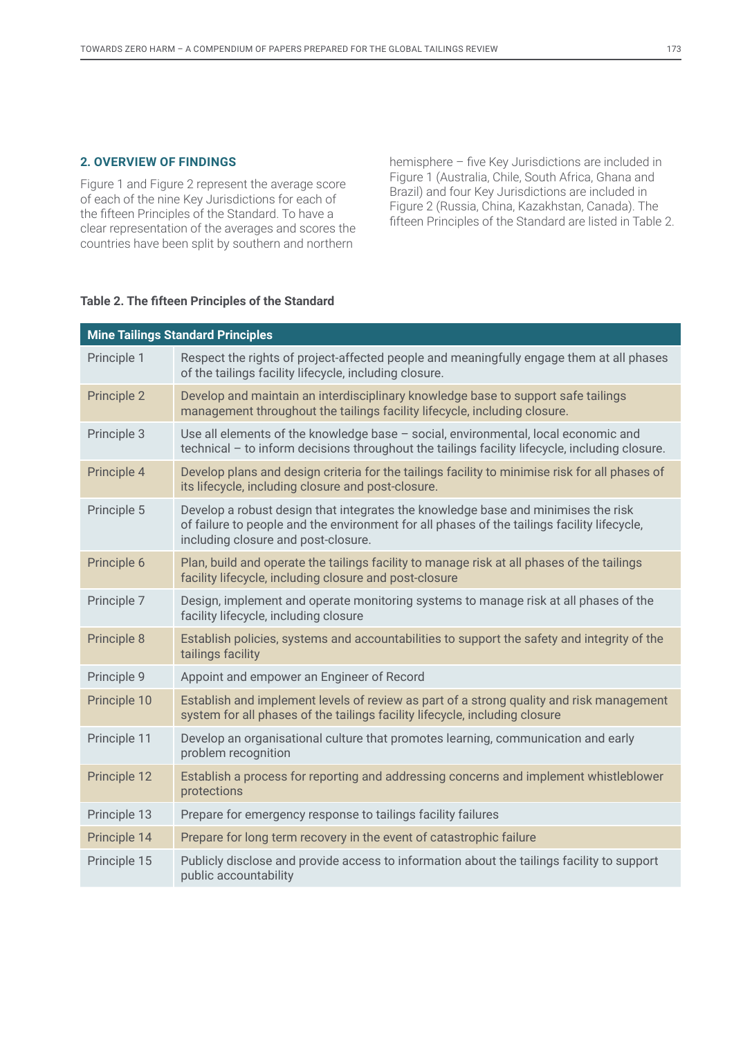## 2. OVERVIEW OF FINDINGS

Figure 1 and Figure 2 represent the average score of each of the nine Key Jurisdictions for each of the fifteen Principles of the Standard. To have a clear representation of the averages and scores the countries have been split by southern and northern hemisphere – five Key Jurisdictions are included in Figure 1 (Australia, Chile, South Africa, Ghana and Brazil) and four Key Jurisdictions are included in Figure 2 (Russia, China, Kazakhstan, Canada). The fifteen Principles of the Standard are listed in Table 2.

**Table 2. The fifteen Principles of the Standard**

| Mine Tailings Standard Principles | |
|---|---|
| Principle 1 | Respect the rights of project-affected people and meaningfully engage them at all phases of the tailings facility lifecycle, including closure. |
| Principle 2 | Develop and maintain an interdisciplinary knowledge base to support safe tailings management throughout the tailings facility lifecycle, including closure. |
| Principle 3 | Use all elements of the knowledge base – social, environmental, local economic and technical – to inform decisions throughout the tailings facility lifecycle, including closure. |
| Principle 4 | Develop plans and design criteria for the tailings facility to minimise risk for all phases of its lifecycle, including closure and post-closure. |
| Principle 5 | Develop a robust design that integrates the knowledge base and minimises the risk of failure to people and the environment for all phases of the tailings facility lifecycle, including closure and post-closure. |
| Principle 6 | Plan, build and operate the tailings facility to manage risk at all phases of the tailings facility lifecycle, including closure and post-closure |
| Principle 7 | Design, implement and operate monitoring systems to manage risk at all phases of the facility lifecycle, including closure |
| Principle 8 | Establish policies, systems and accountabilities to support the safety and integrity of the tailings facility |
| Principle 9 | Appoint and empower an Engineer of Record |
| Principle 10 | Establish and implement levels of review as part of a strong quality and risk management system for all phases of the tailings facility lifecycle, including closure |
| Principle 11 | Develop an organisational culture that promotes learning, communication and early problem recognition |
| Principle 12 | Establish a process for reporting and addressing concerns and implement whistleblower protections |
| Principle 13 | Prepare for emergency response to tailings facility failures |
| Principle 14 | Prepare for long term recovery in the event of catastrophic failure |
| Principle 15 | Publicly disclose and provide access to information about the tailings facility to support public accountability |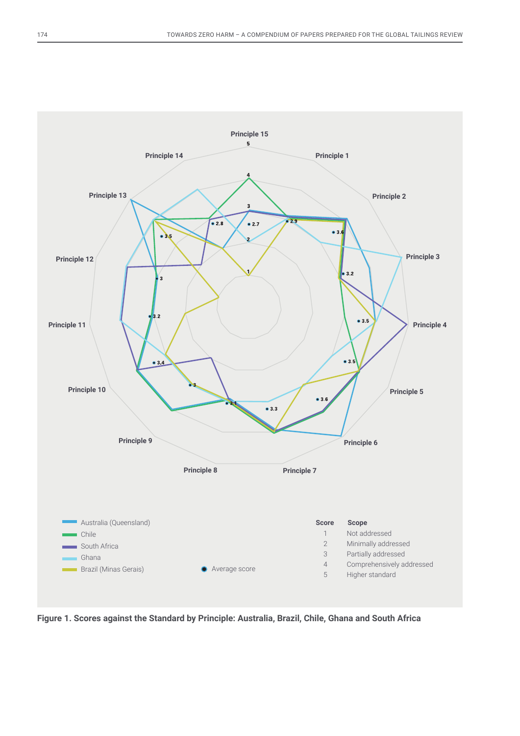Principle 15

Principle 1

Principle 2

Principle 3

Principle 4

Principle 5

Principle 6

Principle 7

Principle 8

Principle 9

Principle 10

Principle 11

Principle 12

Principle 13

Principle 14

| Score | Scope |
| --- | --- |
| 1 | Not addressed |
| 2 | Minimally addressed |
| 3 | Partially addressed |
| 4 | Comprehensively addressed |
| 5 | Higher standard |

Australia (Queensland)
Chile
South Africa
Ghana
Brazil (Minas Gerais)
Average score

**Figure 1. Scores against the Standard by Principle: Australia, Brazil, Chile, Ghana and South Africa**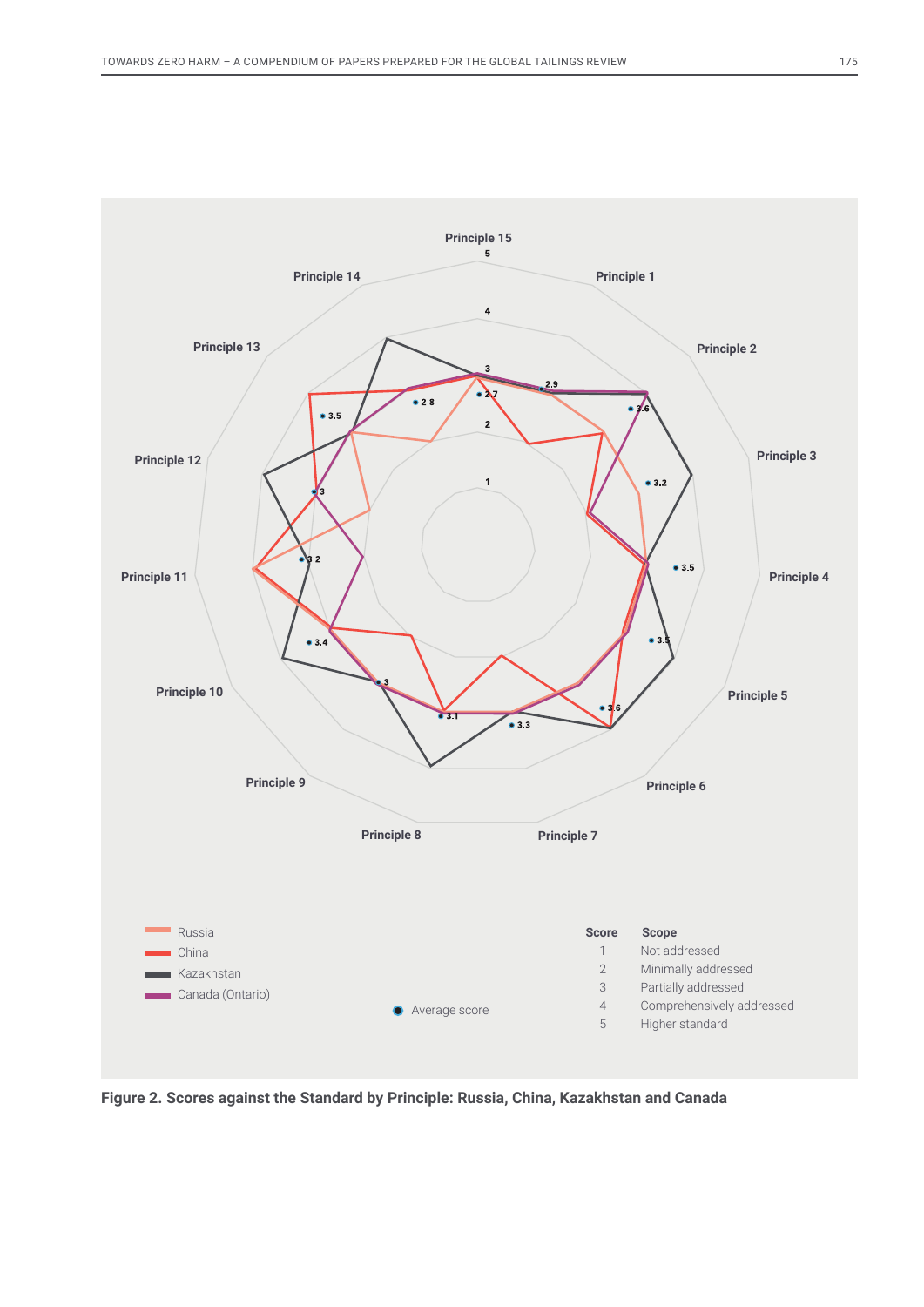Figure 2. Scores against the Standard by Principle: Russia, China, Kazakhstan and Canada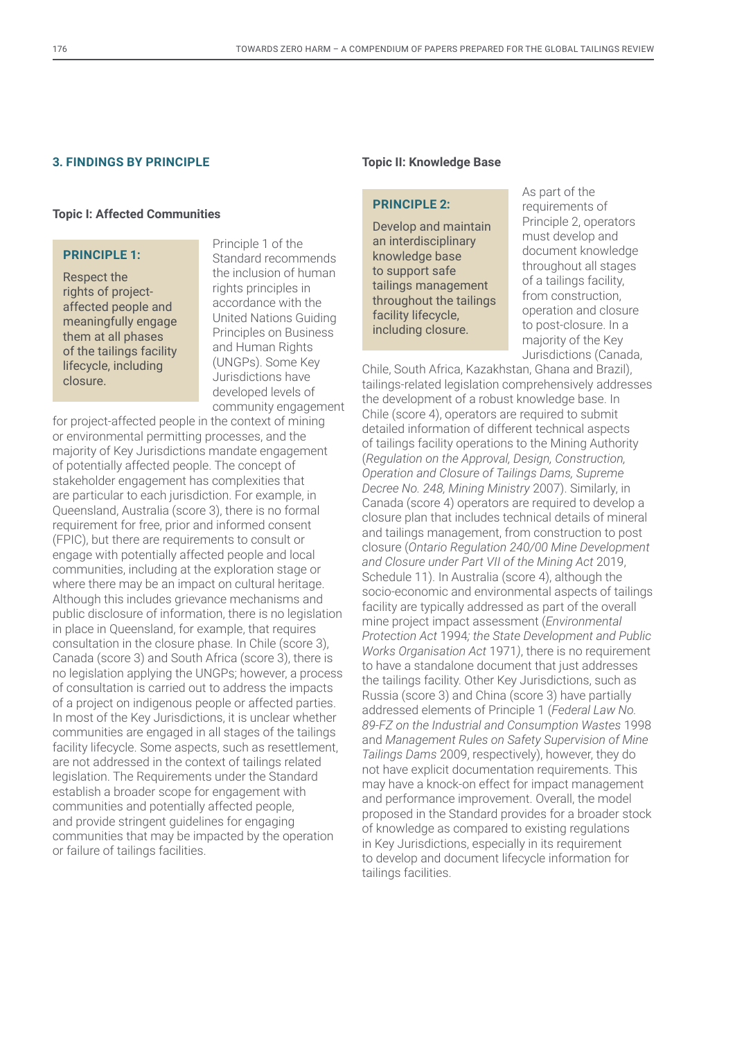## 3. FINDINGS BY PRINCIPLE

### Topic I: Affected Communities

**PRINCIPLE 1:**

Respect the rights of project-affected people and meaningfully engage them at all phases of the tailings facility lifecycle, including closure.

Principle 1 of the Standard recommends the inclusion of human rights principles in accordance with the United Nations Guiding Principles on Business and Human Rights (UNGPs). Some Key Jurisdictions have developed levels of community engagement for project-affected people in the context of mining or environmental permitting processes, and the majority of Key Jurisdictions mandate engagement of potentially affected people. The concept of stakeholder engagement has complexities that are particular to each jurisdiction. For example, in Queensland, Australia (score 3), there is no formal requirement for free, prior and informed consent (FPIC), but there are requirements to consult or engage with potentially affected people and local communities, including at the exploration stage or where there may be an impact on cultural heritage. Although this includes grievance mechanisms and public disclosure of information, there is no legislation in place in Queensland, for example, that requires consultation in the closure phase. In Chile (score 3), Canada (score 3) and South Africa (score 3), there is no legislation applying the UNGPs; however, a process of consultation is carried out to address the impacts of a project on indigenous people or affected parties. In most of the Key Jurisdictions, it is unclear whether communities are engaged in all stages of the tailings facility lifecycle. Some aspects, such as resettlement, are not addressed in the context of tailings related legislation. The Requirements under the Standard establish a broader scope for engagement with communities and potentially affected people, and provide stringent guidelines for engaging communities that may be impacted by the operation or failure of tailings facilities.

### Topic II: Knowledge Base

**PRINCIPLE 2:**

Develop and maintain an interdisciplinary knowledge base to support safe tailings management throughout the tailings facility lifecycle, including closure.

As part of the requirements of Principle 2, operators must develop and document knowledge throughout all stages of a tailings facility, from construction, operation and closure to post-closure. In a majority of the Key Jurisdictions (Canada, Chile, South Africa, Kazakhstan, Ghana and Brazil), tailings-related legislation comprehensively addresses the development of a robust knowledge base. In Chile (score 4), operators are required to submit detailed information of different technical aspects of tailings facility operations to the Mining Authority (*Regulation on the Approval, Design, Construction, Operation and Closure of Tailings Dams, Supreme Decree No. 248, Mining Ministry* 2007). Similarly, in Canada (score 4) operators are required to develop a closure plan that includes technical details of mineral and tailings management, from construction to post closure (*Ontario Regulation 240/00 Mine Development and Closure under Part VII of the Mining Act* 2019, Schedule 11). In Australia (score 4), although the socio-economic and environmental aspects of tailings facility are typically addressed as part of the overall mine project impact assessment (*Environmental Protection Act* 1994*; the State Development and Public Works Organisation Act* 1971*)*, there is no requirement to have a standalone document that just addresses the tailings facility. Other Key Jurisdictions, such as Russia (score 3) and China (score 3) have partially addressed elements of Principle 1 (*Federal Law No. 89-FZ on the Industrial and Consumption Wastes* 1998 and *Management Rules on Safety Supervision of Mine Tailings Dams* 2009, respectively), however, they do not have explicit documentation requirements. This may have a knock-on effect for impact management and performance improvement. Overall, the model proposed in the Standard provides for a broader stock of knowledge as compared to existing regulations in Key Jurisdictions, especially in its requirement to develop and document lifecycle information for tailings facilities.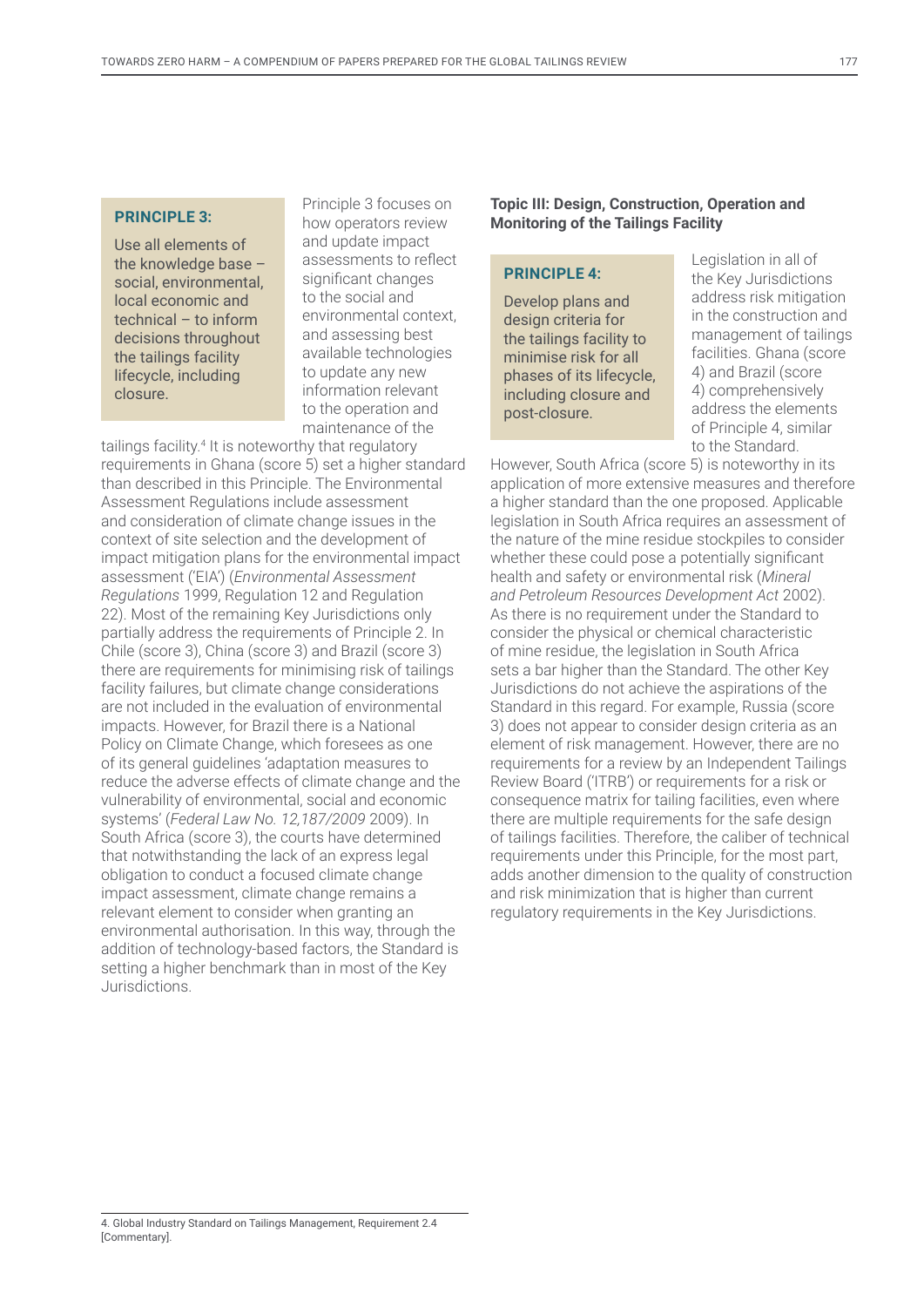**PRINCIPLE 3:**

Use all elements of the knowledge base – social, environmental, local economic and technical – to inform decisions throughout the tailings facility lifecycle, including closure.

Principle 3 focuses on how operators review and update impact assessments to reflect significant changes to the social and environmental context, and assessing best available technologies to update any new information relevant to the operation and maintenance of the tailings facility.[4] It is noteworthy that regulatory requirements in Ghana (score 5) set a higher standard than described in this Principle. The Environmental Assessment Regulations include assessment and consideration of climate change issues in the context of site selection and the development of impact mitigation plans for the environmental impact assessment ('EIA') (*Environmental Assessment Regulations* 1999, Regulation 12 and Regulation 22). Most of the remaining Key Jurisdictions only partially address the requirements of Principle 2. In Chile (score 3), China (score 3) and Brazil (score 3) there are requirements for minimising risk of tailings facility failures, but climate change considerations are not included in the evaluation of environmental impacts. However, for Brazil there is a National Policy on Climate Change, which foresees as one of its general guidelines 'adaptation measures to reduce the adverse effects of climate change and the vulnerability of environmental, social and economic systems' (*Federal Law No. 12,187/2009* 2009). In South Africa (score 3), the courts have determined that notwithstanding the lack of an express legal obligation to conduct a focused climate change impact assessment, climate change remains a relevant element to consider when granting an environmental authorisation. In this way, through the addition of technology-based factors, the Standard is setting a higher benchmark than in most of the Key Jurisdictions.

**Topic III: Design, Construction, Operation and Monitoring of the Tailings Facility**

**PRINCIPLE 4:**

Develop plans and design criteria for the tailings facility to minimise risk for all phases of its lifecycle, including closure and post-closure.

Legislation in all of the Key Jurisdictions address risk mitigation in the construction and management of tailings facilities. Ghana (score 4) and Brazil (score 4) comprehensively address the elements of Principle 4, similar to the Standard. However, South Africa (score 5) is noteworthy in its application of more extensive measures and therefore a higher standard than the one proposed. Applicable legislation in South Africa requires an assessment of the nature of the mine residue stockpiles to consider whether these could pose a potentially significant health and safety or environmental risk (*Mineral and Petroleum Resources Development Act* 2002). As there is no requirement under the Standard to consider the physical or chemical characteristic of mine residue, the legislation in South Africa sets a bar higher than the Standard. The other Key Jurisdictions do not achieve the aspirations of the Standard in this regard. For example, Russia (score 3) does not appear to consider design criteria as an element of risk management. However, there are no requirements for a review by an Independent Tailings Review Board ('ITRB') or requirements for a risk or consequence matrix for tailing facilities, even where there are multiple requirements for the safe design of tailings facilities. Therefore, the caliber of technical requirements under this Principle, for the most part, adds another dimension to the quality of construction and risk minimization that is higher than current regulatory requirements in the Key Jurisdictions.

4. Global Industry Standard on Tailings Management, Requirement 2.4 [Commentary].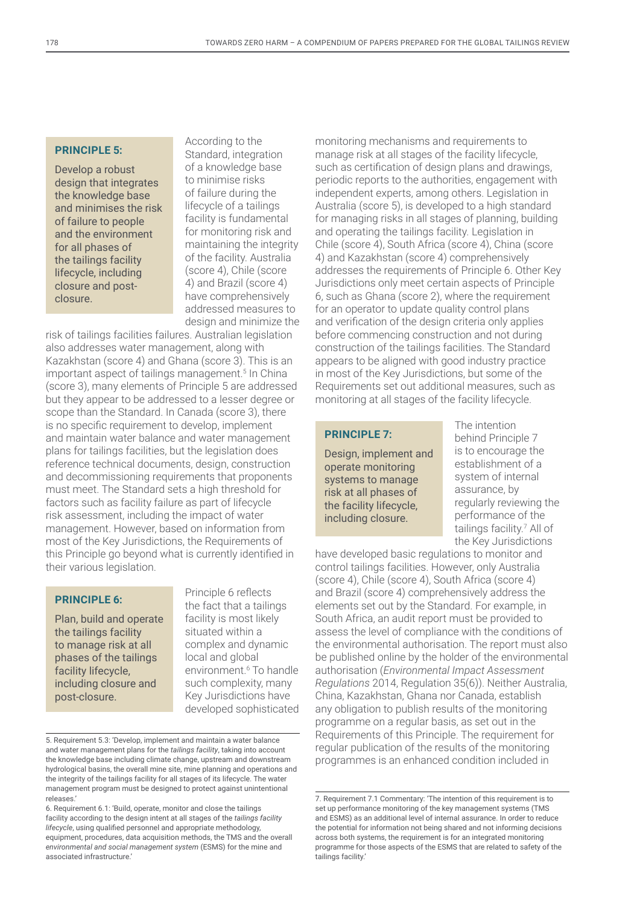**PRINCIPLE 5:**

Develop a robust design that integrates the knowledge base and minimises the risk of failure to people and the environment for all phases of the tailings facility lifecycle, including closure and post-closure.

According to the Standard, integration of a knowledge base to minimise risks of failure during the lifecycle of a tailings facility is fundamental for monitoring risk and maintaining the integrity of the facility. Australia (score 4), Chile (score 4) and Brazil (score 4) have comprehensively addressed measures to design and minimize the risk of tailings facilities failures. Australian legislation also addresses water management, along with Kazakhstan (score 4) and Ghana (score 3). This is an important aspect of tailings management.[5] In China (score 3), many elements of Principle 5 are addressed but they appear to be addressed to a lesser degree or scope than the Standard. In Canada (score 3), there is no specific requirement to develop, implement and maintain water balance and water management plans for tailings facilities, but the legislation does reference technical documents, design, construction and decommissioning requirements that proponents must meet. The Standard sets a high threshold for factors such as facility failure as part of lifecycle risk assessment, including the impact of water management. However, based on information from most of the Key Jurisdictions, the Requirements of this Principle go beyond what is currently identified in their various legislation.

**PRINCIPLE 6:**

Plan, build and operate the tailings facility to manage risk at all phases of the tailings facility lifecycle, including closure and post-closure.

Principle 6 reflects the fact that a tailings facility is most likely situated within a complex and dynamic local and global environment.[6] To handle such complexity, many Key Jurisdictions have developed sophisticated monitoring mechanisms and requirements to manage risk at all stages of the facility lifecycle, such as certification of design plans and drawings, periodic reports to the authorities, engagement with independent experts, among others. Legislation in Australia (score 5), is developed to a high standard for managing risks in all stages of planning, building and operating the tailings facility. Legislation in Chile (score 4), South Africa (score 4), China (score 4) and Kazakhstan (score 4) comprehensively addresses the requirements of Principle 6. Other Key Jurisdictions only meet certain aspects of Principle 6, such as Ghana (score 2), where the requirement for an operator to update quality control plans and verification of the design criteria only applies before commencing construction and not during construction of the tailings facilities. The Standard appears to be aligned with good industry practice in most of the Key Jurisdictions, but some of the Requirements set out additional measures, such as monitoring at all stages of the facility lifecycle.

**PRINCIPLE 7:**

Design, implement and operate monitoring systems to manage risk at all phases of the facility lifecycle, including closure.

The intention behind Principle 7 is to encourage the establishment of a system of internal assurance, by regularly reviewing the performance of the tailings facility.[7] All of the Key Jurisdictions have developed basic regulations to monitor and control tailings facilities. However, only Australia (score 4), Chile (score 4), South Africa (score 4) and Brazil (score 4) comprehensively address the elements set out by the Standard. For example, in South Africa, an audit report must be provided to assess the level of compliance with the conditions of the environmental authorisation. The report must also be published online by the holder of the environmental authorisation (*Environmental Impact Assessment Regulations* 2014, Regulation 35(6)). Neither Australia, China, Kazakhstan, Ghana nor Canada, establish any obligation to publish results of the monitoring programme on a regular basis, as set out in the Requirements of this Principle. The requirement for regular publication of the results of the monitoring programmes is an enhanced condition included in

5. Requirement 5.3: 'Develop, implement and maintain a water balance and water management plans for the *tailings facility*, taking into account the knowledge base including climate change, upstream and downstream hydrological basins, the overall mine site, mine planning and operations and the integrity of the tailings facility for all stages of its lifecycle. The water management program must be designed to protect against unintentional releases.'

6. Requirement 6.1: 'Build, operate, monitor and close the tailings facility according to the design intent at all stages of the *tailings facility lifecycle*, using qualified personnel and appropriate methodology, equipment, procedures, data acquisition methods, the TMS and the overall *environmental and social management system* (ESMS) for the mine and associated infrastructure.'

7. Requirement 7.1 Commentary: 'The intention of this requirement is to set up performance monitoring of the key management systems (TMS and ESMS) as an additional level of internal assurance. In order to reduce the potential for information not being shared and not informing decisions across both systems, the requirement is for an integrated monitoring programme for those aspects of the ESMS that are related to safety of the tailings facility.'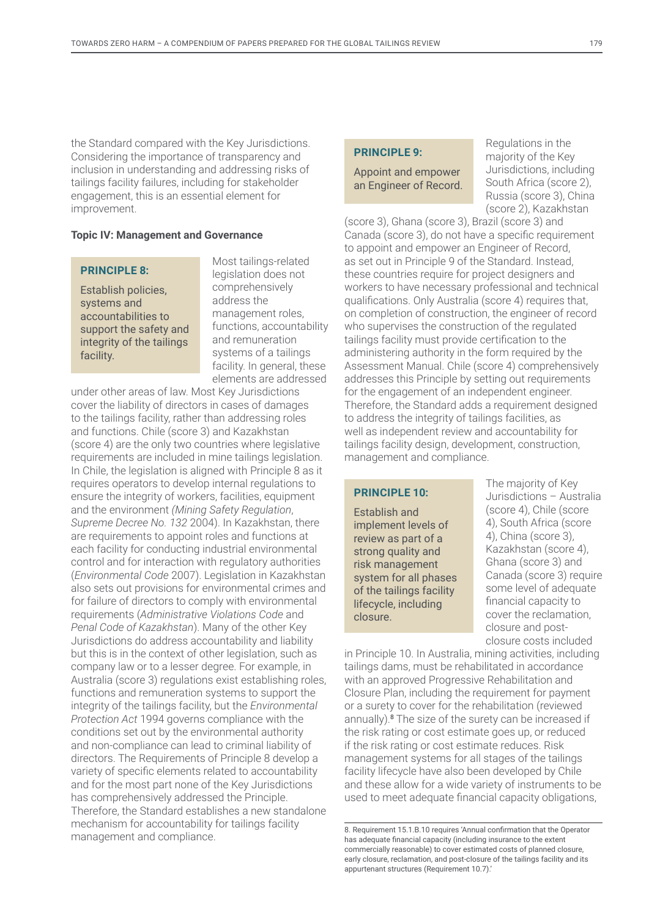the Standard compared with the Key Jurisdictions. Considering the importance of transparency and inclusion in understanding and addressing risks of tailings facility failures, including for stakeholder engagement, this is an essential element for improvement.

**Topic IV: Management and Governance**

> **PRINCIPLE 8:**
>
> Establish policies, systems and accountabilities to support the safety and integrity of the tailings facility.

Most tailings-related legislation does not comprehensively address the management roles, functions, accountability and remuneration systems of a tailings facility. In general, these elements are addressed under other areas of law. Most Key Jurisdictions cover the liability of directors in cases of damages to the tailings facility, rather than addressing roles and functions. Chile (score 3) and Kazakhstan (score 4) are the only two countries where legislative requirements are included in mine tailings legislation. In Chile, the legislation is aligned with Principle 8 as it requires operators to develop internal regulations to ensure the integrity of workers, facilities, equipment and the environment *(Mining Safety Regulation, Supreme Decree No. 132* 2004). In Kazakhstan, there are requirements to appoint roles and functions at each facility for conducting industrial environmental control and for interaction with regulatory authorities (*Environmental Code* 2007). Legislation in Kazakhstan also sets out provisions for environmental crimes and for failure of directors to comply with environmental requirements (*Administrative Violations Code* and *Penal Code of Kazakhstan*). Many of the other Key Jurisdictions do address accountability and liability but this is in the context of other legislation, such as company law or to a lesser degree. For example, in Australia (score 3) regulations exist establishing roles, functions and remuneration systems to support the integrity of the tailings facility, but the *Environmental Protection Act* 1994 governs compliance with the conditions set out by the environmental authority and non-compliance can lead to criminal liability of directors. The Requirements of Principle 8 develop a variety of specific elements related to accountability and for the most part none of the Key Jurisdictions has comprehensively addressed the Principle. Therefore, the Standard establishes a new standalone mechanism for accountability for tailings facility management and compliance.

> **PRINCIPLE 9:**
>
> Appoint and empower an Engineer of Record.

Regulations in the majority of the Key Jurisdictions, including South Africa (score 2), Russia (score 3), China (score 2), Kazakhstan (score 3), Ghana (score 3), Brazil (score 3) and Canada (score 3), do not have a specific requirement to appoint and empower an Engineer of Record, as set out in Principle 9 of the Standard. Instead, these countries require for project designers and workers to have necessary professional and technical qualifications. Only Australia (score 4) requires that, on completion of construction, the engineer of record who supervises the construction of the regulated tailings facility must provide certification to the administering authority in the form required by the Assessment Manual. Chile (score 4) comprehensively addresses this Principle by setting out requirements for the engagement of an independent engineer. Therefore, the Standard adds a requirement designed to address the integrity of tailings facilities, as well as independent review and accountability for tailings facility design, development, construction, management and compliance.

> **PRINCIPLE 10:**
>
> Establish and implement levels of review as part of a strong quality and risk management system for all phases of the tailings facility lifecycle, including closure.

The majority of Key Jurisdictions – Australia (score 4), Chile (score 4), South Africa (score 4), China (score 3), Kazakhstan (score 4), Ghana (score 3) and Canada (score 3) require some level of adequate financial capacity to cover the reclamation, closure and post-closure costs included in Principle 10. In Australia, mining activities, including tailings dams, must be rehabilitated in accordance with an approved Progressive Rehabilitation and Closure Plan, including the requirement for payment or a surety to cover for the rehabilitation (reviewed annually).[8] The size of the surety can be increased if the risk rating or cost estimate goes up, or reduced if the risk rating or cost estimate reduces. Risk management systems for all stages of the tailings facility lifecycle have also been developed by Chile and these allow for a wide variety of instruments to be used to meet adequate financial capacity obligations,

---

8. Requirement 15.1.B.10 requires 'Annual confirmation that the Operator has adequate financial capacity (including insurance to the extent commercially reasonable) to cover estimated costs of planned closure, early closure, reclamation, and post-closure of the tailings facility and its appurtenant structures (Requirement 10.7).'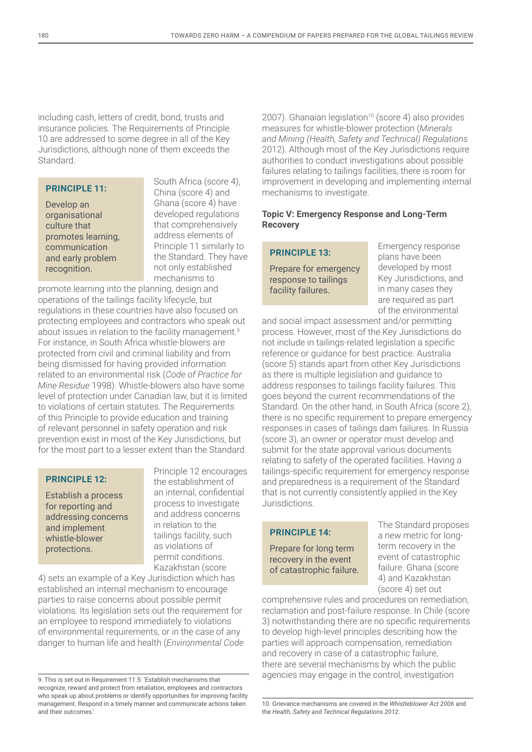including cash, letters of credit, bond, trusts and insurance policies. The Requirements of Principle 10 are addressed to some degree in all of the Key Jurisdictions, although none of them exceeds the Standard.

**PRINCIPLE 11:**

**Develop an organisational culture that promotes learning, communication and early problem recognition.**

South Africa (score 4), China (score 4) and Ghana (score 4) have developed regulations that comprehensively address elements of Principle 11 similarly to the Standard. They have not only established mechanisms to promote learning into the planning, design and operations of the tailings facility lifecycle, but regulations in these countries have also focused on protecting employees and contractors who speak out about issues in relation to the facility management.[9] For instance, in South Africa whistle-blowers are protected from civil and criminal liability and from being dismissed for having provided information related to an environmental risk (*Code of Practice for Mine Residue* 1998). Whistle-blowers also have some level of protection under Canadian law, but it is limited to violations of certain statutes. The Requirements of this Principle to provide education and training of relevant personnel in safety operation and risk prevention exist in most of the Key Jurisdictions, but for the most part to a lesser extent than the Standard.

**PRINCIPLE 12:**

**Establish a process for reporting and addressing concerns and implement whistle-blower protections.**

Principle 12 encourages the establishment of an internal, confidential process to investigate and address concerns in relation to the tailings facility, such as violations of permit conditions. Kazakhstan (score 4) sets an example of a Key Jurisdiction which has established an internal mechanism to encourage parties to raise concerns about possible permit violations. Its legislation sets out the requirement for an employee to respond immediately to violations of environmental requirements, or in the case of any danger to human life and health (*Environmental Code* 2007). Ghanaian legislation[10] (score 4) also provides measures for whistle-blower protection (*Minerals and Mining (Health, Safety and Technical) Regulations* 2012). Although most of the Key Jurisdictions require authorities to conduct investigations about possible failures relating to tailings facilities, there is room for improvement in developing and implementing internal mechanisms to investigate.

**Topic V: Emergency Response and Long-Term Recovery**

**PRINCIPLE 13:**

**Prepare for emergency response to tailings facility failures.**

Emergency response plans have been developed by most Key Jurisdictions, and in many cases they are required as part of the environmental and social impact assessment and/or permitting process. However, most of the Key Jurisdictions do not include in tailings-related legislation a specific reference or guidance for best practice. Australia (score 5) stands apart from other Key Jurisdictions as there is multiple legislation and guidance to address responses to tailings facility failures. This goes beyond the current recommendations of the Standard. On the other hand, in South Africa (score 2), there is no specific requirement to prepare emergency responses in cases of tailings dam failures. In Russia (score 3), an owner or operator must develop and submit for the state approval various documents relating to safety of the operated facilities. Having a tailings-specific requirement for emergency response and preparedness is a requirement of the Standard that is not currently consistently applied in the Key Jurisdictions.

**PRINCIPLE 14:**

**Prepare for long term recovery in the event of catastrophic failure.**

The Standard proposes a new metric for long-term recovery in the event of catastrophic failure. Ghana (score 4) and Kazakhstan (score 4) set out comprehensive rules and procedures on remediation, reclamation and post-failure response. In Chile (score 3) notwithstanding there are no specific requirements to develop high-level principles describing how the parties will approach compensation, remediation and recovery in case of a catastrophic failure, there are several mechanisms by which the public agencies may engage in the control, investigation

---

9. This is set out in Requirement 11.5: 'Establish mechanisms that recognize, reward and protect from retaliation, employees and contractors who speak up about problems or identify opportunities for improving facility management. Respond in a timely manner and communicate actions taken and their outcomes.'

10. Grievance mechanisms are covered in the *Whistleblower Act 2006* and the *Health, Safety and Technical Regulations 2012*.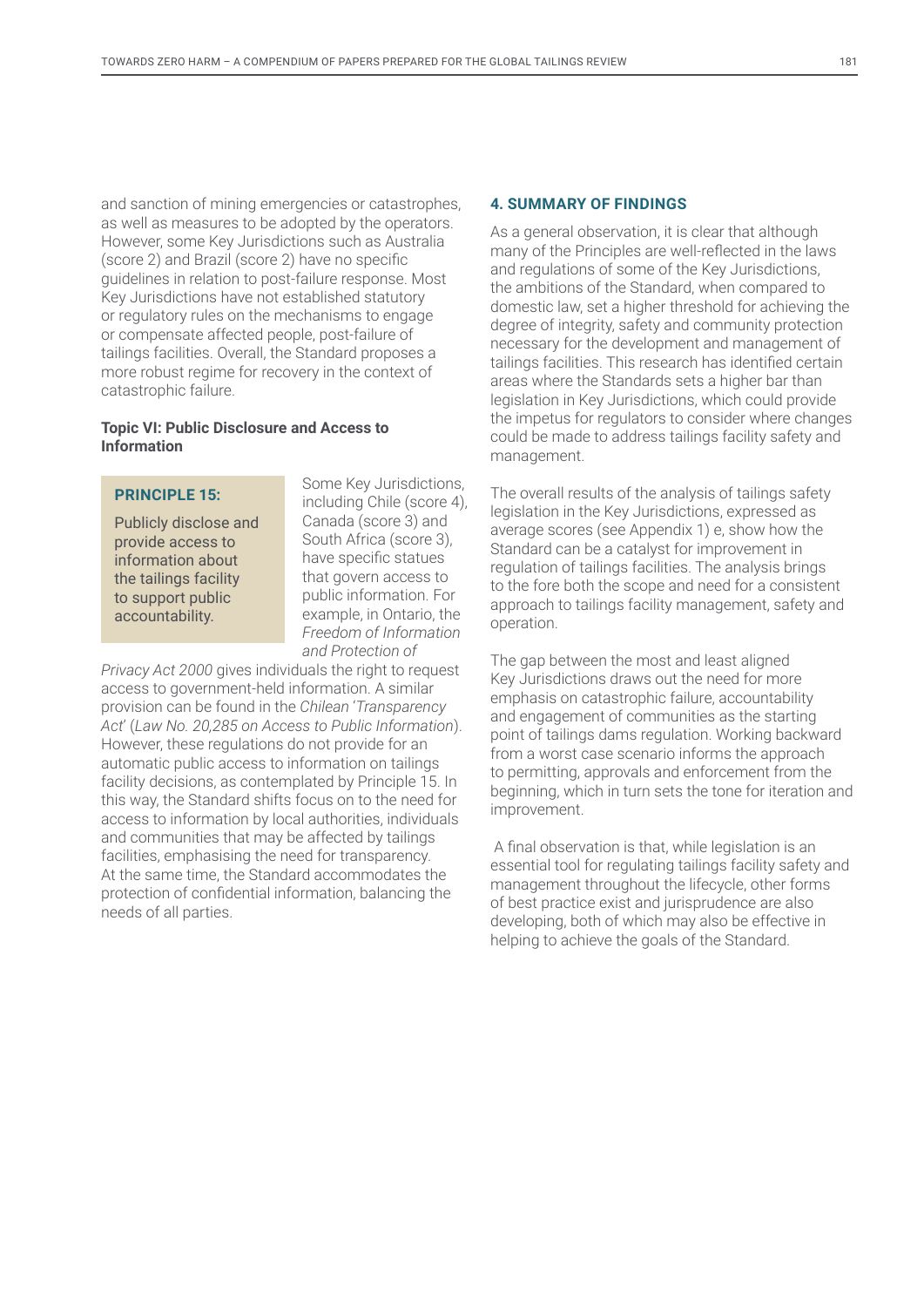and sanction of mining emergencies or catastrophes, as well as measures to be adopted by the operators. However, some Key Jurisdictions such as Australia (score 2) and Brazil (score 2) have no specific guidelines in relation to post-failure response. Most Key Jurisdictions have not established statutory or regulatory rules on the mechanisms to engage or compensate affected people, post-failure of tailings facilities. Overall, the Standard proposes a more robust regime for recovery in the context of catastrophic failure.

### Topic VI: Public Disclosure and Access to Information

**PRINCIPLE 15:**

Publicly disclose and provide access to information about the tailings facility to support public accountability.

Some Key Jurisdictions, including Chile (score 4), Canada (score 3) and South Africa (score 3), have specific statues that govern access to public information. For example, in Ontario, the *Freedom of Information and Protection of Privacy Act 2000* gives individuals the right to request access to government-held information. A similar provision can be found in the *Chilean 'Transparency Act'* (*Law No. 20,285 on Access to Public Information*). However, these regulations do not provide for an automatic public access to information on tailings facility decisions, as contemplated by Principle 15. In this way, the Standard shifts focus on to the need for access to information by local authorities, individuals and communities that may be affected by tailings facilities, emphasising the need for transparency. At the same time, the Standard accommodates the protection of confidential information, balancing the needs of all parties.

## 4. SUMMARY OF FINDINGS

As a general observation, it is clear that although many of the Principles are well-reflected in the laws and regulations of some of the Key Jurisdictions, the ambitions of the Standard, when compared to domestic law, set a higher threshold for achieving the degree of integrity, safety and community protection necessary for the development and management of tailings facilities. This research has identified certain areas where the Standards sets a higher bar than legislation in Key Jurisdictions, which could provide the impetus for regulators to consider where changes could be made to address tailings facility safety and management.

The overall results of the analysis of tailings safety legislation in the Key Jurisdictions, expressed as average scores (see Appendix 1) e, show how the Standard can be a catalyst for improvement in regulation of tailings facilities. The analysis brings to the fore both the scope and need for a consistent approach to tailings facility management, safety and operation.

The gap between the most and least aligned Key Jurisdictions draws out the need for more emphasis on catastrophic failure, accountability and engagement of communities as the starting point of tailings dams regulation. Working backward from a worst case scenario informs the approach to permitting, approvals and enforcement from the beginning, which in turn sets the tone for iteration and improvement.

A final observation is that, while legislation is an essential tool for regulating tailings facility safety and management throughout the lifecycle, other forms of best practice exist and jurisprudence are also developing, both of which may also be effective in helping to achieve the goals of the Standard.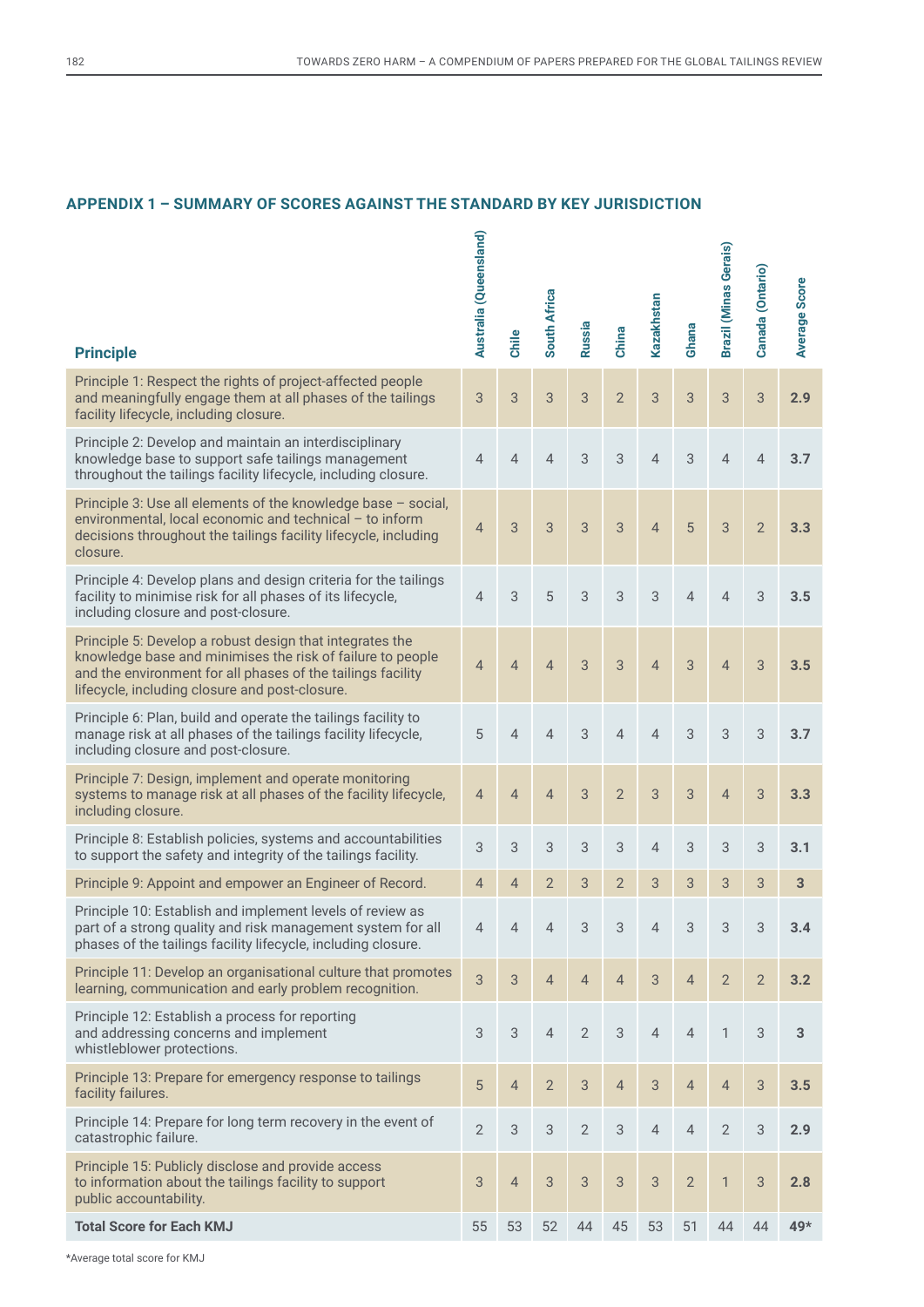## APPENDIX 1 – SUMMARY OF SCORES AGAINST THE STANDARD BY KEY JURISDICTION

| Principle | Australia (Queensland) | Chile | South Africa | Russia | China | Kazakhstan | Ghana | Brazil (Minas Gerais) | Canada (Ontario) | Average Score |
|---|---|---|---|---|---|---|---|---|---|---|
| Principle 1: Respect the rights of project-affected people and meaningfully engage them at all phases of the tailings facility lifecycle, including closure. | 3 | 3 | 3 | 3 | 2 | 3 | 3 | 3 | 3 | **2.9** |
| Principle 2: Develop and maintain an interdisciplinary knowledge base to support safe tailings management throughout the tailings facility lifecycle, including closure. | 4 | 4 | 4 | 3 | 3 | 4 | 3 | 4 | 4 | **3.7** |
| Principle 3: Use all elements of the knowledge base – social, environmental, local economic and technical – to inform decisions throughout the tailings facility lifecycle, including closure. | 4 | 3 | 3 | 3 | 3 | 4 | 5 | 3 | 2 | **3.3** |
| Principle 4: Develop plans and design criteria for the tailings facility to minimise risk for all phases of its lifecycle, including closure and post-closure. | 4 | 3 | 5 | 3 | 3 | 3 | 4 | 4 | 3 | **3.5** |
| Principle 5: Develop a robust design that integrates the knowledge base and minimises the risk of failure to people and the environment for all phases of the tailings facility lifecycle, including closure and post-closure. | 4 | 4 | 4 | 3 | 3 | 4 | 3 | 4 | 3 | **3.5** |
| Principle 6: Plan, build and operate the tailings facility to manage risk at all phases of the tailings facility lifecycle, including closure and post-closure. | 5 | 4 | 4 | 3 | 4 | 4 | 3 | 3 | 3 | **3.7** |
| Principle 7: Design, implement and operate monitoring systems to manage risk at all phases of the facility lifecycle, including closure. | 4 | 4 | 4 | 3 | 2 | 3 | 3 | 4 | 3 | **3.3** |
| Principle 8: Establish policies, systems and accountabilities to support the safety and integrity of the tailings facility. | 3 | 3 | 3 | 3 | 3 | 4 | 3 | 3 | 3 | **3.1** |
| Principle 9: Appoint and empower an Engineer of Record. | 4 | 4 | 2 | 3 | 2 | 3 | 3 | 3 | 3 | **3** |
| Principle 10: Establish and implement levels of review as part of a strong quality and risk management system for all phases of the tailings facility lifecycle, including closure. | 4 | 4 | 4 | 3 | 3 | 4 | 3 | 3 | 3 | **3.4** |
| Principle 11: Develop an organisational culture that promotes learning, communication and early problem recognition. | 3 | 3 | 4 | 4 | 4 | 3 | 4 | 2 | 2 | **3.2** |
| Principle 12: Establish a process for reporting and addressing concerns and implement whistleblower protections. | 3 | 3 | 4 | 2 | 3 | 4 | 4 | 1 | 3 | **3** |
| Principle 13: Prepare for emergency response to tailings facility failures. | 5 | 4 | 2 | 3 | 4 | 3 | 4 | 4 | 3 | **3.5** |
| Principle 14: Prepare for long term recovery in the event of catastrophic failure. | 2 | 3 | 3 | 2 | 3 | 4 | 4 | 2 | 3 | **2.9** |
| Principle 15: Publicly disclose and provide access to information about the tailings facility to support public accountability. | 3 | 4 | 3 | 3 | 3 | 3 | 2 | 1 | 3 | **2.8** |
| **Total Score for Each KMJ** | 55 | 53 | 52 | 44 | 45 | 53 | 51 | 44 | 44 | **49*** |

*Average total score for KMJ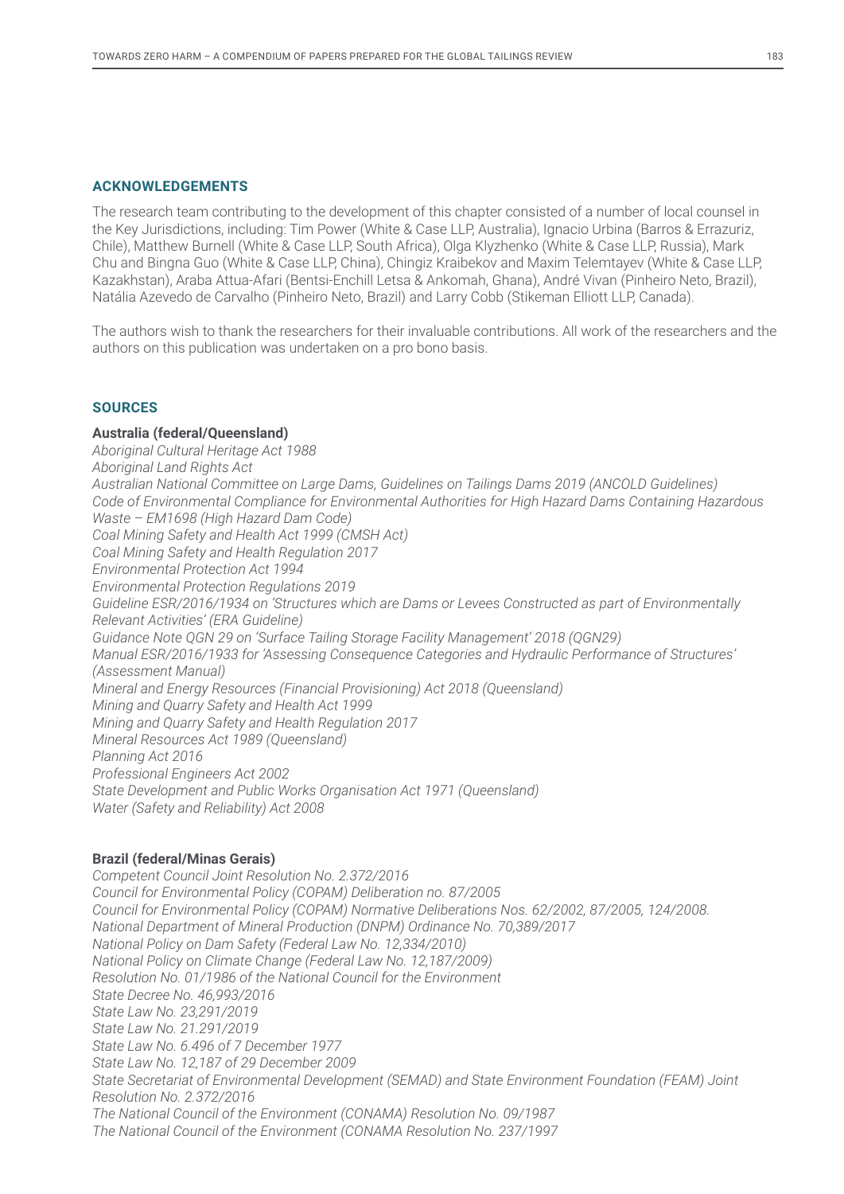## ACKNOWLEDGEMENTS

The research team contributing to the development of this chapter consisted of a number of local counsel in the Key Jurisdictions, including: Tim Power (White & Case LLP, Australia), Ignacio Urbina (Barros & Errazuriz, Chile), Matthew Burnell (White & Case LLP, South Africa), Olga Klyzhenko (White & Case LLP, Russia), Mark Chu and Bingna Guo (White & Case LLP, China), Chingiz Kraibekov and Maxim Telemtayev (White & Case LLP, Kazakhstan), Araba Attua-Afari (Bentsi-Enchill Letsa & Ankomah, Ghana), André Vivan (Pinheiro Neto, Brazil), Natália Azevedo de Carvalho (Pinheiro Neto, Brazil) and Larry Cobb (Stikeman Elliott LLP, Canada).

The authors wish to thank the researchers for their invaluable contributions. All work of the researchers and the authors on this publication was undertaken on a pro bono basis.

## SOURCES

**Australia (federal/Queensland)**

*Aboriginal Cultural Heritage Act 1988*
*Aboriginal Land Rights Act*
*Australian National Committee on Large Dams, Guidelines on Tailings Dams 2019 (ANCOLD Guidelines)*
*Code of Environmental Compliance for Environmental Authorities for High Hazard Dams Containing Hazardous Waste – EM1698 (High Hazard Dam Code)*
*Coal Mining Safety and Health Act 1999 (CMSH Act)*
*Coal Mining Safety and Health Regulation 2017*
*Environmental Protection Act 1994*
*Environmental Protection Regulations 2019*
*Guideline ESR/2016/1934 on 'Structures which are Dams or Levees Constructed as part of Environmentally Relevant Activities' (ERA Guideline)*
*Guidance Note QGN 29 on 'Surface Tailing Storage Facility Management' 2018 (QGN29)*
*Manual ESR/2016/1933 for 'Assessing Consequence Categories and Hydraulic Performance of Structures' (Assessment Manual)*
*Mineral and Energy Resources (Financial Provisioning) Act 2018 (Queensland)*
*Mining and Quarry Safety and Health Act 1999*
*Mining and Quarry Safety and Health Regulation 2017*
*Mineral Resources Act 1989 (Queensland)*
*Planning Act 2016*
*Professional Engineers Act 2002*
*State Development and Public Works Organisation Act 1971 (Queensland)*
*Water (Safety and Reliability) Act 2008*

**Brazil (federal/Minas Gerais)**

*Competent Council Joint Resolution No. 2.372/2016*
*Council for Environmental Policy (COPAM) Deliberation no. 87/2005*
*Council for Environmental Policy (COPAM) Normative Deliberations Nos. 62/2002, 87/2005, 124/2008.*
*National Department of Mineral Production (DNPM) Ordinance No. 70,389/2017*
*National Policy on Dam Safety (Federal Law No. 12,334/2010)*
*National Policy on Climate Change (Federal Law No. 12,187/2009)*
*Resolution No. 01/1986 of the National Council for the Environment*
*State Decree No. 46,993/2016*
*State Law No. 23,291/2019*
*State Law No. 21.291/2019*
*State Law No. 6.496 of 7 December 1977*
*State Law No. 12,187 of 29 December 2009*
*State Secretariat of Environmental Development (SEMAD) and State Environment Foundation (FEAM) Joint Resolution No. 2.372/2016*
*The National Council of the Environment (CONAMA) Resolution No. 09/1987*
*The National Council of the Environment (CONAMA Resolution No. 237/1997*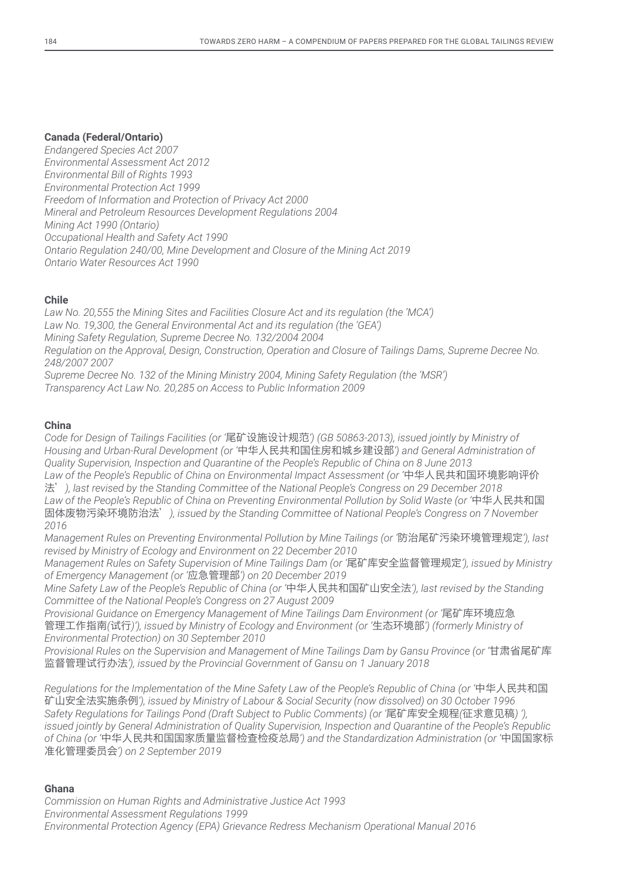**Canada (Federal/Ontario)**

*Endangered Species Act 2007*
*Environmental Assessment Act 2012*
*Environmental Bill of Rights 1993*
*Environmental Protection Act 1999*
*Freedom of Information and Protection of Privacy Act 2000*
*Mineral and Petroleum Resources Development Regulations 2004*
*Mining Act 1990 (Ontario)*
*Occupational Health and Safety Act 1990*
*Ontario Regulation 240/00, Mine Development and Closure of the Mining Act 2019*
*Ontario Water Resources Act 1990*

**Chile**

*Law No. 20,555 the Mining Sites and Facilities Closure Act and its regulation (the 'MCA')*
*Law No. 19,300, the General Environmental Act and its regulation (the 'GEA')*
*Mining Safety Regulation, Supreme Decree No. 132/2004 2004*
*Regulation on the Approval, Design, Construction, Operation and Closure of Tailings Dams, Supreme Decree No. 248/2007 2007*
*Supreme Decree No. 132 of the Mining Ministry 2004, Mining Safety Regulation (the 'MSR')*
*Transparency Act Law No. 20,285 on Access to Public Information 2009*

**China**

*Code for Design of Tailings Facilities (or '尾矿设施设计规范') (GB 50863-2013), issued jointly by Ministry of Housing and Urban-Rural Development (or '中华人民共和国住房和城乡建设部') and General Administration of Quality Supervision, Inspection and Quarantine of the People's Republic of China on 8 June 2013*
*Law of the People's Republic of China on Environmental Impact Assessment (or '中华人民共和国环境影响评价法'), last revised by the Standing Committee of the National People's Congress on 29 December 2018*
*Law of the People's Republic of China on Preventing Environmental Pollution by Solid Waste (or '中华人民共和国固体废物污染环境防治法'), issued by the Standing Committee of National People's Congress on 7 November 2016*
*Management Rules on Preventing Environmental Pollution by Mine Tailings (or '防治尾矿污染环境管理规定'), last revised by Ministry of Ecology and Environment on 22 December 2010*
*Management Rules on Safety Supervision of Mine Tailings Dam (or '尾矿库安全监督管理规定'), issued by Ministry of Emergency Management (or '应急管理部') on 20 December 2019*
*Mine Safety Law of the People's Republic of China (or '中华人民共和国矿山安全法'), last revised by the Standing Committee of the National People's Congress on 27 August 2009*
*Provisional Guidance on Emergency Management of Mine Tailings Dam Environment (or '尾矿库环境应急管理工作指南(试行)'), issued by Ministry of Ecology and Environment (or '生态环境部') (formerly Ministry of Environmental Protection) on 30 September 2010*
*Provisional Rules on the Supervision and Management of Mine Tailings Dam by Gansu Province (or '甘肃省尾矿库监督管理试行办法'), issued by the Provincial Government of Gansu on 1 January 2018*

*Regulations for the Implementation of the Mine Safety Law of the People's Republic of China (or '中华人民共和国矿山安全法实施条例'), issued by Ministry of Labour & Social Security (now dissolved) on 30 October 1996*
*Safety Regulations for Tailings Pond (Draft Subject to Public Comments) (or '尾矿库安全规程(征求意见稿)'), issued jointly by General Administration of Quality Supervision, Inspection and Quarantine of the People's Republic of China (or '中华人民共和国国家质量监督检查检疫总局') and the Standardization Administration (or '中国国家标准化管理委员会') on 2 September 2019*

**Ghana**

*Commission on Human Rights and Administrative Justice Act 1993*
*Environmental Assessment Regulations 1999*
*Environmental Protection Agency (EPA) Grievance Redress Mechanism Operational Manual 2016*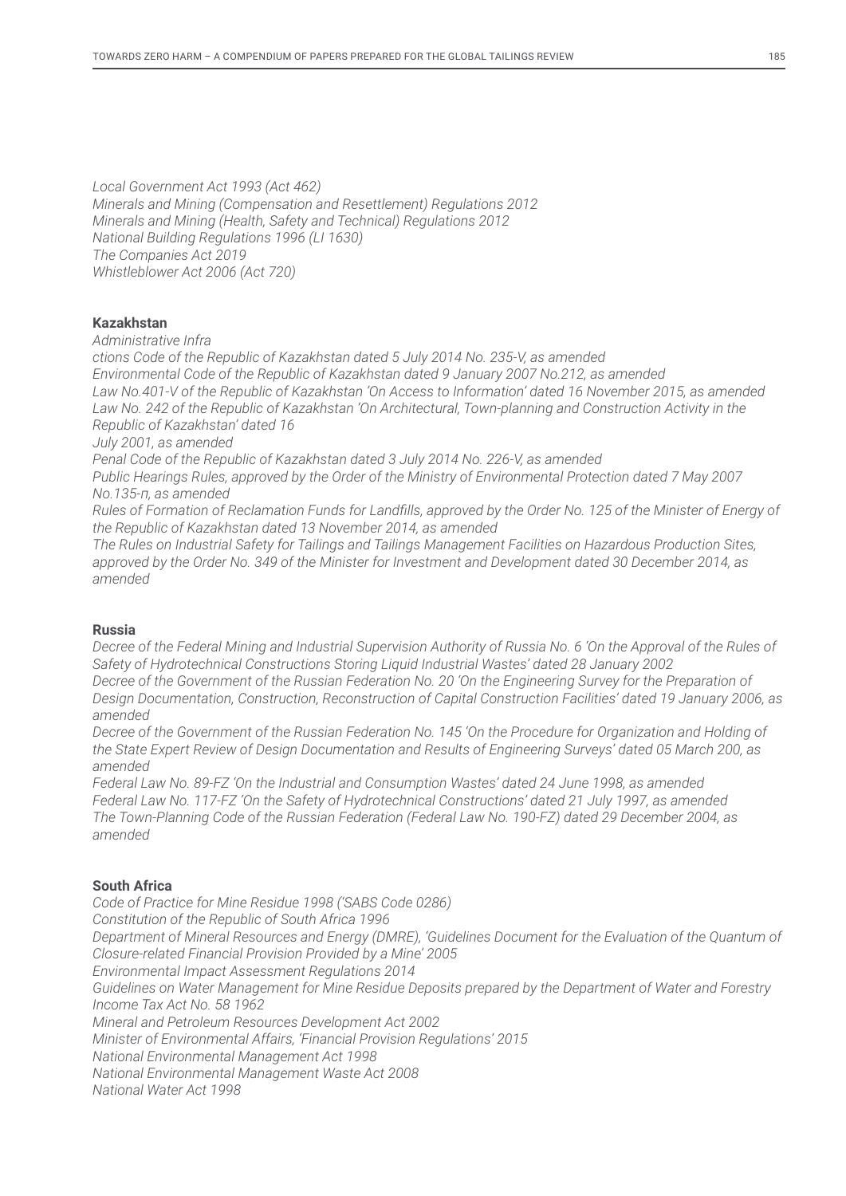*Local Government Act 1993 (Act 462)*
*Minerals and Mining (Compensation and Resettlement) Regulations 2012*
*Minerals and Mining (Health, Safety and Technical) Regulations 2012*
*National Building Regulations 1996 (LI 1630)*
*The Companies Act 2019*
*Whistleblower Act 2006 (Act 720)*

**Kazakhstan**

*Administrative Infra*
*ctions Code of the Republic of Kazakhstan dated 5 July 2014 No. 235-V, as amended*
*Environmental Code of the Republic of Kazakhstan dated 9 January 2007 No.212, as amended*
*Law No.401-V of the Republic of Kazakhstan 'On Access to Information' dated 16 November 2015, as amended*
*Law No. 242 of the Republic of Kazakhstan 'On Architectural, Town-planning and Construction Activity in the Republic of Kazakhstan' dated 16*
*July 2001, as amended*
*Penal Code of the Republic of Kazakhstan dated 3 July 2014 No. 226-V, as amended*
*Public Hearings Rules, approved by the Order of the Ministry of Environmental Protection dated 7 May 2007 No.135-п, as amended*
*Rules of Formation of Reclamation Funds for Landfills, approved by the Order No. 125 of the Minister of Energy of the Republic of Kazakhstan dated 13 November 2014, as amended*
*The Rules on Industrial Safety for Tailings and Tailings Management Facilities on Hazardous Production Sites, approved by the Order No. 349 of the Minister for Investment and Development dated 30 December 2014, as amended*

**Russia**

*Decree of the Federal Mining and Industrial Supervision Authority of Russia No. 6 'On the Approval of the Rules of Safety of Hydrotechnical Constructions Storing Liquid Industrial Wastes' dated 28 January 2002*
*Decree of the Government of the Russian Federation No. 20 'On the Engineering Survey for the Preparation of Design Documentation, Construction, Reconstruction of Capital Construction Facilities' dated 19 January 2006, as amended*
*Decree of the Government of the Russian Federation No. 145 'On the Procedure for Organization and Holding of the State Expert Review of Design Documentation and Results of Engineering Surveys' dated 05 March 200, as amended*
*Federal Law No. 89-FZ 'On the Industrial and Consumption Wastes' dated 24 June 1998, as amended*
*Federal Law No. 117-FZ 'On the Safety of Hydrotechnical Constructions' dated 21 July 1997, as amended*
*The Town-Planning Code of the Russian Federation (Federal Law No. 190-FZ) dated 29 December 2004, as amended*

**South Africa**

*Code of Practice for Mine Residue 1998 ('SABS Code 0286)*
*Constitution of the Republic of South Africa 1996*
*Department of Mineral Resources and Energy (DMRE), 'Guidelines Document for the Evaluation of the Quantum of Closure-related Financial Provision Provided by a Mine' 2005*
*Environmental Impact Assessment Regulations 2014*
*Guidelines on Water Management for Mine Residue Deposits prepared by the Department of Water and Forestry*
*Income Tax Act No. 58 1962*
*Mineral and Petroleum Resources Development Act 2002*
*Minister of Environmental Affairs, 'Financial Provision Regulations' 2015*
*National Environmental Management Act 1998*
*National Environmental Management Waste Act 2008*
*National Water Act 1998*